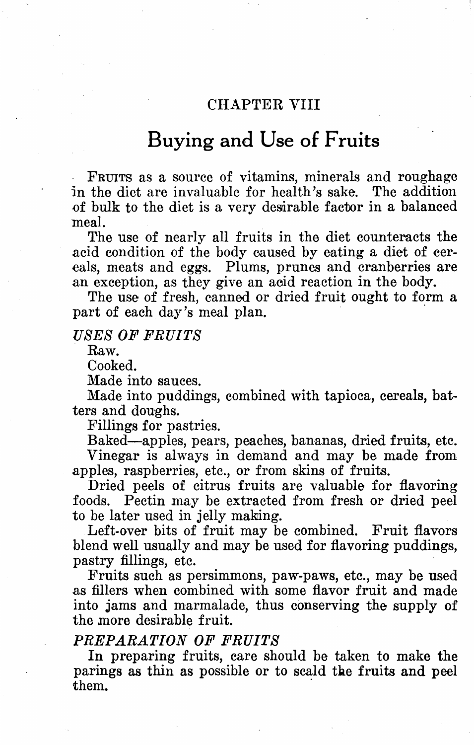# CHAPTER VIII

## Buying and Use of Fruits

FRUITS as a source of vitamins, minerals and roughage in the diet are invaluable for health's sake. The addition of bulk to the diet is a very desirable factor in a balanced meal.

The use of nearly all fruits in the diet counteracts the acid condition of the body caused by eating a diet of cereals, meats and eggs. Plums, prunes and cranberries are an exception, as they give an acid reaction in the body.

The use of fresh, canned or dried fruit ought to form a part of each day's meal plan.

### *USES OF FRUITS*

Raw.

Cooked.

Made into sauces.

Made into puddings, combined with tapioca, cereals, batters and doughs.

Fillings for pastries.

Baked—apples, pears, peaches, bananas, dried fruits, etc.

Vinegar is always in demand and may be made from apples, raspberries, etc., or from skins of fruits.

Dried peels of citrus fruits are valuable for flavoring foods. Pectin may be extracted from fresh or dried peel to be later used in jelly making.

Left-over bits of fruit may be combined. Fruit flavors blend well usually and may be used for flavoring puddings, pastry fillings, etc.

Fruits such as persimmons, paw-paws, etc., may be used as fillers when combined with some flavor fruit and made into jams and marmalade, thus conserving the supply of the more desirable fruit.

### *PREPARATION OF FRUITS*

In preparing fruits, care should be taken to make the parings as thin as possible or to scald the fruits and peel them.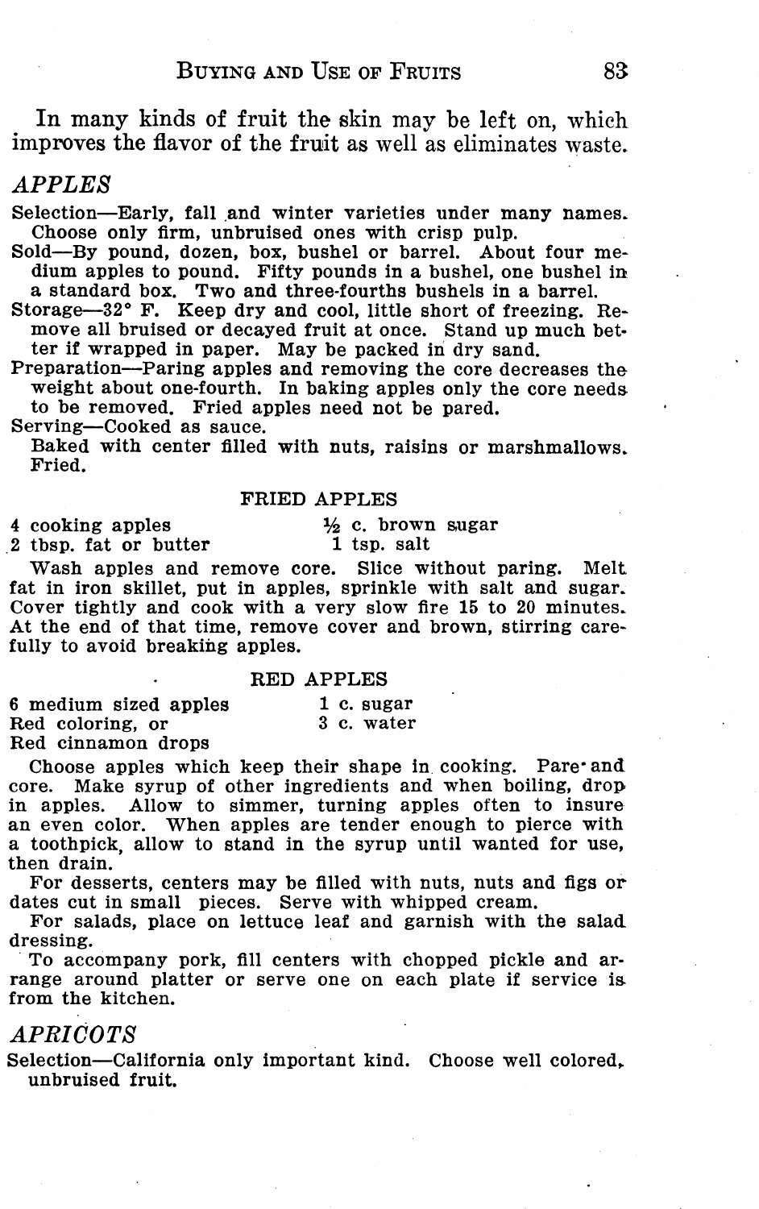In many kinds of fruit the skin may be left on, which improves the flavor of the fruit as well as eliminates waste.

## *APPLES*

Selection—Early, fall and winter varieties under many names. Choose only firm, unbruised ones with crisp pulp.

Sold—By pound, dozen, box, bushel or barrel. About four medium apples to pound. Fifty pounds in a bushel, one bushel in a standard box. Two and three-fourths bushels in a barrel.

Storage—32° F. Keep dry and cool, little short of freezing. Remove all bruised or decayed fruit at once. Stand up much better if wrapped in paper. May be packed in dry sand.

Preparation—Paring apples and removing the core decreases the weight about one-fourth. In baking apples only the core needs to be removed. Fried apples need not be pared.

Serving—Cooked as sauce.
Baked with center filled with nuts, raisins or marshmallows.
Fried.

### FRIED APPLES

| | |
|---|---|
| 4 cooking apples | ½ c. brown sugar |
| 2 tbsp. fat or butter | 1 tsp. salt |

Wash apples and remove core. Slice without paring. Melt fat in iron skillet, put in apples, sprinkle with salt and sugar. Cover tightly and cook with a very slow fire 15 to 20 minutes. At the end of that time, remove cover and brown, stirring carefully to avoid breaking apples.

### RED APPLES

| | |
|---|---|
| 6 medium sized apples | 1 c. sugar |
| Red coloring, or | 3 c. water |
| Red cinnamon drops | |

Choose apples which keep their shape in cooking. Pare and core. Make syrup of other ingredients and when boiling, drop in apples. Allow to simmer, turning apples often to insure an even color. When apples are tender enough to pierce with a toothpick, allow to stand in the syrup until wanted for use, then drain.

For desserts, centers may be filled with nuts, nuts and figs or dates cut in small pieces. Serve with whipped cream.

For salads, place on lettuce leaf and garnish with the salad dressing.

To accompany pork, fill centers with chopped pickle and arrange around platter or serve one on each plate if service is from the kitchen.

## *APRICOTS*

Selection—California only important kind. Choose well colored, unbruised fruit.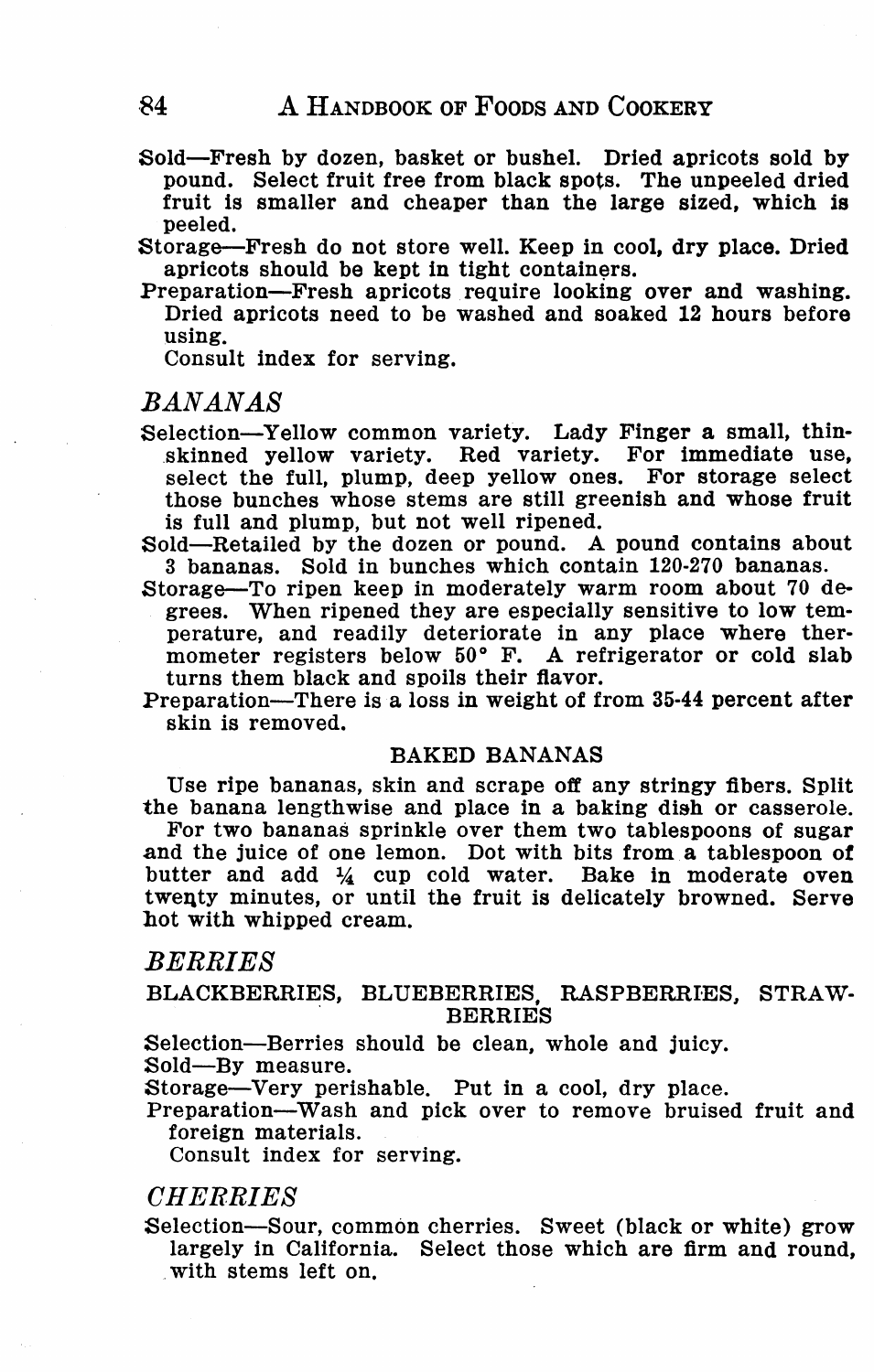Sold—Fresh by dozen, basket or bushel. Dried apricots sold by pound. Select fruit free from black spots. The unpeeled dried fruit is smaller and cheaper than the large sized, which is peeled.

Storage—Fresh do not store well. Keep in cool, dry place. Dried apricots should be kept in tight containers.

Preparation—Fresh apricots require looking over and washing. Dried apricots need to be washed and soaked 12 hours before using.

Consult index for serving.

## *BANANAS*

Selection—Yellow common variety. Lady Finger a small, thin-skinned yellow variety. Red variety. For immediate use, select the full, plump, deep yellow ones. For storage select those bunches whose stems are still greenish and whose fruit is full and plump, but not well ripened.

Sold—Retailed by the dozen or pound. A pound contains about 3 bananas. Sold in bunches which contain 120-270 bananas.

Storage—To ripen keep in moderately warm room about 70 degrees. When ripened they are especially sensitive to low temperature, and readily deteriorate in any place where thermometer registers below 50° F. A refrigerator or cold slab turns them black and spoils their flavor.

Preparation—There is a loss in weight of from 35-44 percent after skin is removed.

### BAKED BANANAS

Use ripe bananas, skin and scrape off any stringy fibers. Split the banana lengthwise and place in a baking dish or casserole.

For two bananas sprinkle over them two tablespoons of sugar and the juice of one lemon. Dot with bits from a tablespoon of butter and add ¼ cup cold water. Bake in moderate oven twenty minutes, or until the fruit is delicately browned. Serve hot with whipped cream.

## *BERRIES*

### BLACKBERRIES, BLUEBERRIES, RASPBERRIES, STRAWBERRIES

Selection—Berries should be clean, whole and juicy.

Sold—By measure.

Storage—Very perishable. Put in a cool, dry place.

Preparation—Wash and pick over to remove bruised fruit and foreign materials.

Consult index for serving.

## *CHERRIES*

Selection—Sour, common cherries. Sweet (black or white) grow largely in California. Select those which are firm and round, with stems left on.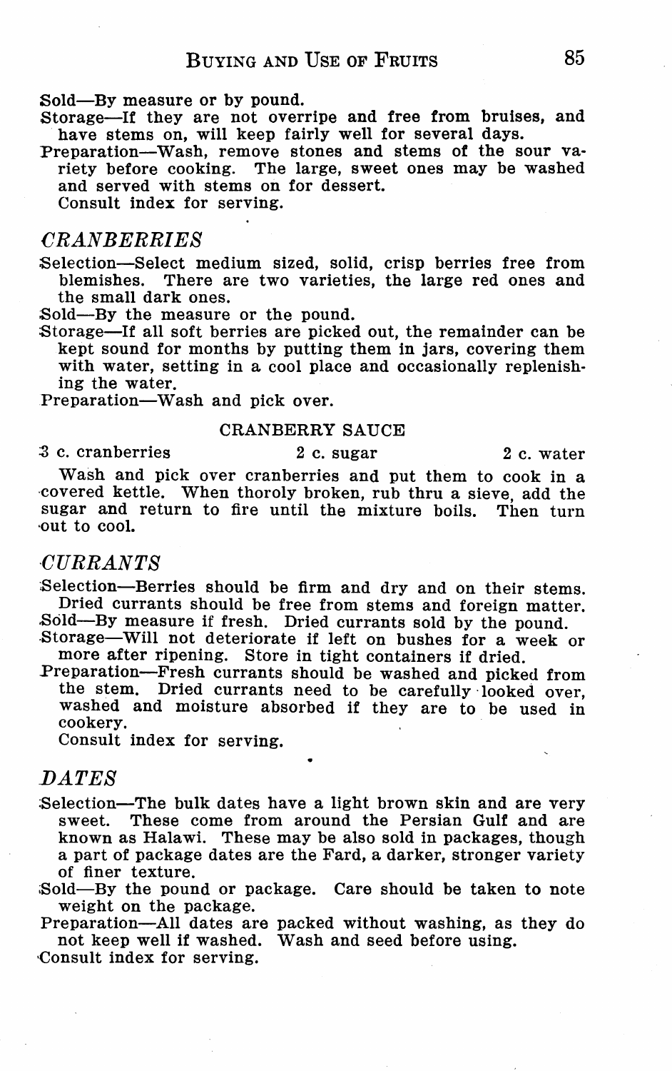Sold—By measure or by pound.

Storage—If they are not overripe and free from bruises, and have stems on, will keep fairly well for several days.

Preparation—Wash, remove stones and stems of the sour variety before cooking. The large, sweet ones may be washed and served with stems on for dessert.

Consult index for serving.

## *CRANBERRIES*

Selection—Select medium sized, solid, crisp berries free from blemishes. There are two varieties, the large red ones and the small dark ones.

Sold—By the measure or the pound.

Storage—If all soft berries are picked out, the remainder can be kept sound for months by putting them in jars, covering them with water, setting in a cool place and occasionally replenishing the water.

Preparation—Wash and pick over.

### CRANBERRY SAUCE

3 c. cranberries    2 c. sugar    2 c. water

Wash and pick over cranberries and put them to cook in a covered kettle. When thoroly broken, rub thru a sieve, add the sugar and return to fire until the mixture boils. Then turn out to cool.

## *CURRANTS*

Selection—Berries should be firm and dry and on their stems. Dried currants should be free from stems and foreign matter.

Sold—By measure if fresh. Dried currants sold by the pound.

Storage—Will not deteriorate if left on bushes for a week or more after ripening. Store in tight containers if dried.

Preparation—Fresh currants should be washed and picked from the stem. Dried currants need to be carefully looked over, washed and moisture absorbed if they are to be used in cookery.

Consult index for serving.

## *DATES*

Selection—The bulk dates have a light brown skin and are very sweet. These come from around the Persian Gulf and are known as Halawi. These may be also sold in packages, though a part of package dates are the Fard, a darker, stronger variety of finer texture.

Sold—By the pound or package. Care should be taken to note weight on the package.

Preparation—All dates are packed without washing, as they do not keep well if washed. Wash and seed before using.

Consult index for serving.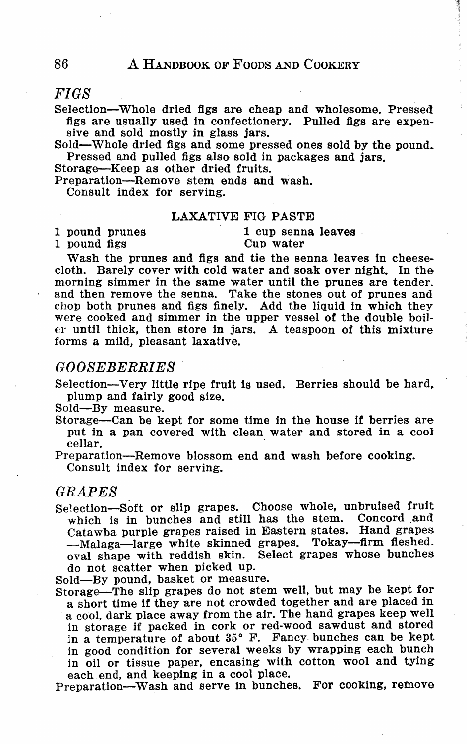## *FIGS*

Selection—Whole dried figs are cheap and wholesome. Pressed figs are usually used in confectionery. Pulled figs are expensive and sold mostly in glass jars.

Sold—Whole dried figs and some pressed ones sold by the pound. Pressed and pulled figs also sold in packages and jars.

Storage—Keep as other dried fruits.

Preparation—Remove stem ends and wash.
Consult index for serving.

### LAXATIVE FIG PASTE

| | |
|---|---|
| 1 pound prunes | 1 cup senna leaves |
| 1 pound figs | Cup water |

Wash the prunes and figs and tie the senna leaves in cheesecloth. Barely cover with cold water and soak over night. In the morning simmer in the same water until the prunes are tender. and then remove the senna. Take the stones out of prunes and chop both prunes and figs finely. Add the liquid in which they were cooked and simmer in the upper vessel of the double boiler until thick, then store in jars. A teaspoon of this mixture forms a mild, pleasant laxative.

## *GOOSEBERRIES*

Selection—Very little ripe fruit is used. Berries should be hard, plump and fairly good size.

Sold—By measure.

Storage—Can be kept for some time in the house if berries are put in a pan covered with clean water and stored in a cool cellar.

Preparation—Remove blossom end and wash before cooking.
Consult index for serving.

## *GRAPES*

Selection—Soft or slip grapes. Choose whole, unbruised fruit which is in bunches and still has the stem. Concord and Catawba purple grapes raised in Eastern states. Hand grapes —Malaga—large white skinned grapes. Tokay—firm fleshed. oval shape with reddish skin. Select grapes whose bunches do not scatter when picked up.

Sold—By pound, basket or measure.

Storage—The slip grapes do not stem well, but may be kept for a short time if they are not crowded together and are placed in a cool, dark place away from the air. The hand grapes keep well in storage if packed in cork or red-wood sawdust and stored in a temperature of about 35° F. Fancy bunches can be kept in good condition for several weeks by wrapping each bunch in oil or tissue paper, encasing with cotton wool and tying each end, and keeping in a cool place.

Preparation—Wash and serve in bunches. For cooking, remove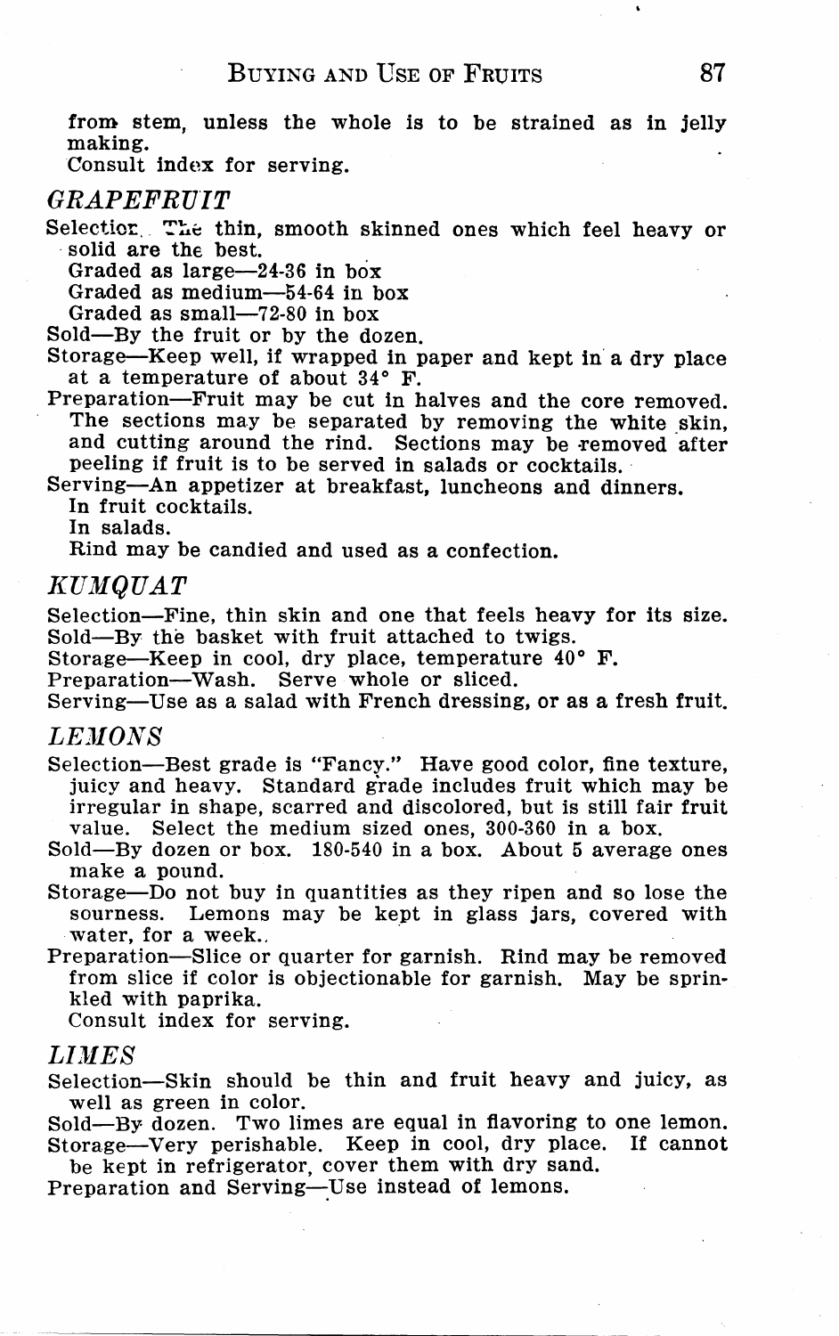from stem, unless the whole is to be strained as in jelly making.

Consult index for serving.

### *GRAPEFRUIT*

Selection. The thin, smooth skinned ones which feel heavy or solid are the best.

Graded as large—24-36 in box
Graded as medium—54-64 in box
Graded as small—72-80 in box

Sold—By the fruit or by the dozen.

Storage—Keep well, if wrapped in paper and kept in a dry place at a temperature of about 34° F.

Preparation—Fruit may be cut in halves and the core removed. The sections may be separated by removing the white skin, and cutting around the rind. Sections may be removed after peeling if fruit is to be served in salads or cocktails.

Serving—An appetizer at breakfast, luncheons and dinners.
In fruit cocktails.
In salads.
Rind may be candied and used as a confection.

### *KUMQUAT*

Selection—Fine, thin skin and one that feels heavy for its size.

Sold—By the basket with fruit attached to twigs.

Storage—Keep in cool, dry place, temperature 40° F.

Preparation—Wash. Serve whole or sliced.

Serving—Use as a salad with French dressing, or as a fresh fruit.

### *LEMONS*

Selection—Best grade is "Fancy." Have good color, fine texture, juicy and heavy. Standard grade includes fruit which may be irregular in shape, scarred and discolored, but is still fair fruit value. Select the medium sized ones, 300-360 in a box.

Sold—By dozen or box. 180-540 in a box. About 5 average ones make a pound.

Storage—Do not buy in quantities as they ripen and so lose the sourness. Lemons may be kept in glass jars, covered with water, for a week.

Preparation—Slice or quarter for garnish. Rind may be removed from slice if color is objectionable for garnish. May be sprinkled with paprika.

Consult index for serving.

### *LIMES*

Selection—Skin should be thin and fruit heavy and juicy, as well as green in color.

Sold—By dozen. Two limes are equal in flavoring to one lemon.

Storage—Very perishable. Keep in cool, dry place. If cannot be kept in refrigerator, cover them with dry sand.

Preparation and Serving—Use instead of lemons.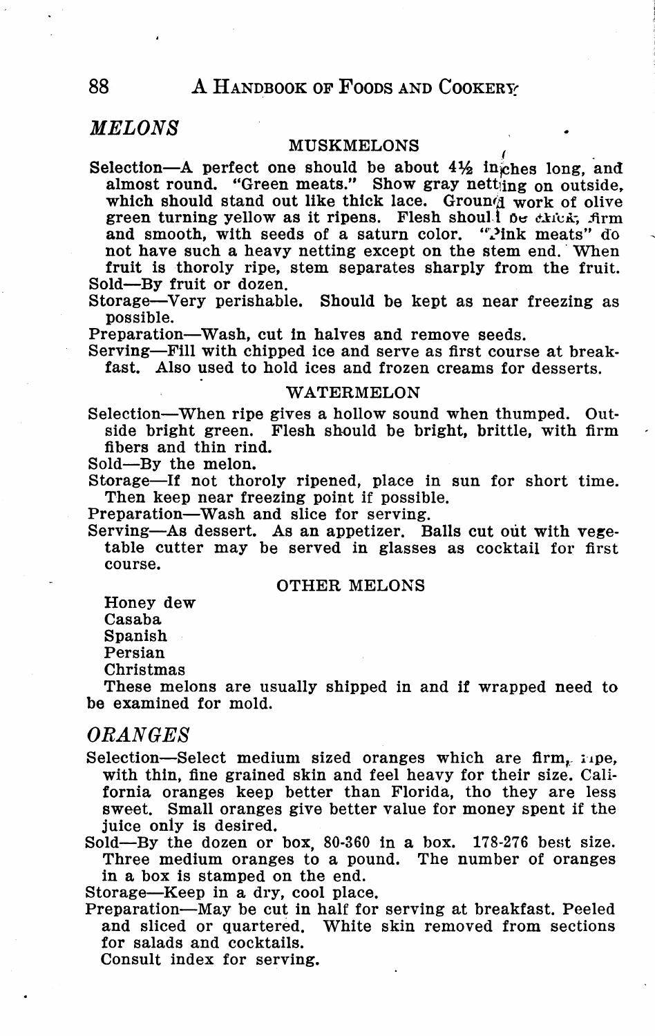## *MELONS*

### MUSKMELONS

Selection—A perfect one should be about 4½ inches long, and almost round. "Green meats." Show gray netting on outside, which should stand out like thick lace. Ground work of olive green turning yellow as it ripens. Flesh should be thick, firm and smooth, with seeds of a saturn color. "Pink meats" do not have such a heavy netting except on the stem end. When fruit is thoroly ripe, stem separates sharply from the fruit.

Sold—By fruit or dozen.

Storage—Very perishable. Should be kept as near freezing as possible.

Preparation—Wash, cut in halves and remove seeds.

Serving—Fill with chipped ice and serve as first course at breakfast. Also used to hold ices and frozen creams for desserts.

### WATERMELON

Selection—When ripe gives a hollow sound when thumped. Outside bright green. Flesh should be bright, brittle, with firm fibers and thin rind.

Sold—By the melon.

Storage—If not thoroly ripened, place in sun for short time. Then keep near freezing point if possible.

Preparation—Wash and slice for serving.

Serving—As dessert. As an appetizer. Balls cut out with vegetable cutter may be served in glasses as cocktail for first course.

### OTHER MELONS

Honey dew
Casaba
Spanish
Persian
Christmas

These melons are usually shipped in and if wrapped need to be examined for mold.

## *ORANGES*

Selection—Select medium sized oranges which are firm, ripe, with thin, fine grained skin and feel heavy for their size. California oranges keep better than Florida, tho they are less sweet. Small oranges give better value for money spent if the juice only is desired.

Sold—By the dozen or box, 80-360 in a box. 178-276 best size. Three medium oranges to a pound. The number of oranges in a box is stamped on the end.

Storage—Keep in a dry, cool place.

Preparation—May be cut in half for serving at breakfast. Peeled and sliced or quartered. White skin removed from sections for salads and cocktails.

Consult index for serving.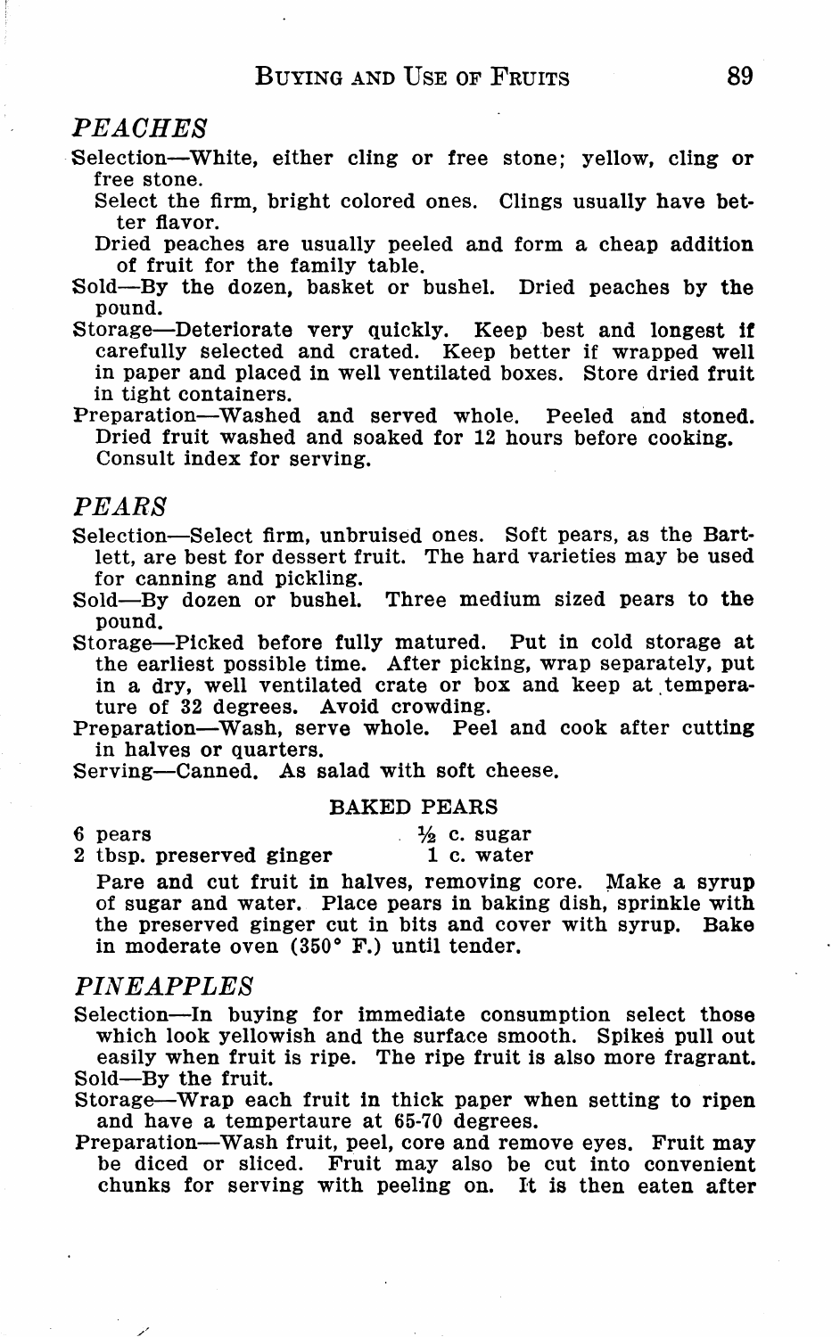## *PEACHES*

Selection—White, either cling or free stone; yellow, cling or free stone.

Select the firm, bright colored ones. Clings usually have better flavor.

Dried peaches are usually peeled and form a cheap addition of fruit for the family table.

Sold—By the dozen, basket or bushel. Dried peaches by the pound.

Storage—Deteriorate very quickly. Keep best and longest if carefully selected and crated. Keep better if wrapped well in paper and placed in well ventilated boxes. Store dried fruit in tight containers.

Preparation—Washed and served whole. Peeled and stoned. Dried fruit washed and soaked for 12 hours before cooking. Consult index for serving.

## *PEARS*

Selection—Select firm, unbruised ones. Soft pears, as the Bartlett, are best for dessert fruit. The hard varieties may be used for canning and pickling.

Sold—By dozen or bushel. Three medium sized pears to the pound.

Storage—Picked before fully matured. Put in cold storage at the earliest possible time. After picking, wrap separately, put in a dry, well ventilated crate or box and keep at temperature of 32 degrees. Avoid crowding.

Preparation—Wash, serve whole. Peel and cook after cutting in halves or quarters.

Serving—Canned. As salad with soft cheese.

### BAKED PEARS

| | |
|---|---|
| 6 pears | ½ c. sugar |
| 2 tbsp. preserved ginger | 1 c. water |

Pare and cut fruit in halves, removing core. Make a syrup of sugar and water. Place pears in baking dish, sprinkle with the preserved ginger cut in bits and cover with syrup. Bake in moderate oven (350° F.) until tender.

## *PINEAPPLES*

Selection—In buying for immediate consumption select those which look yellowish and the surface smooth. Spikes pull out easily when fruit is ripe. The ripe fruit is also more fragrant.

Sold—By the fruit.

Storage—Wrap each fruit in thick paper when setting to ripen and have a tempertaure at 65-70 degrees.

Preparation—Wash fruit, peel, core and remove eyes. Fruit may be diced or sliced. Fruit may also be cut into convenient chunks for serving with peeling on. It is then eaten after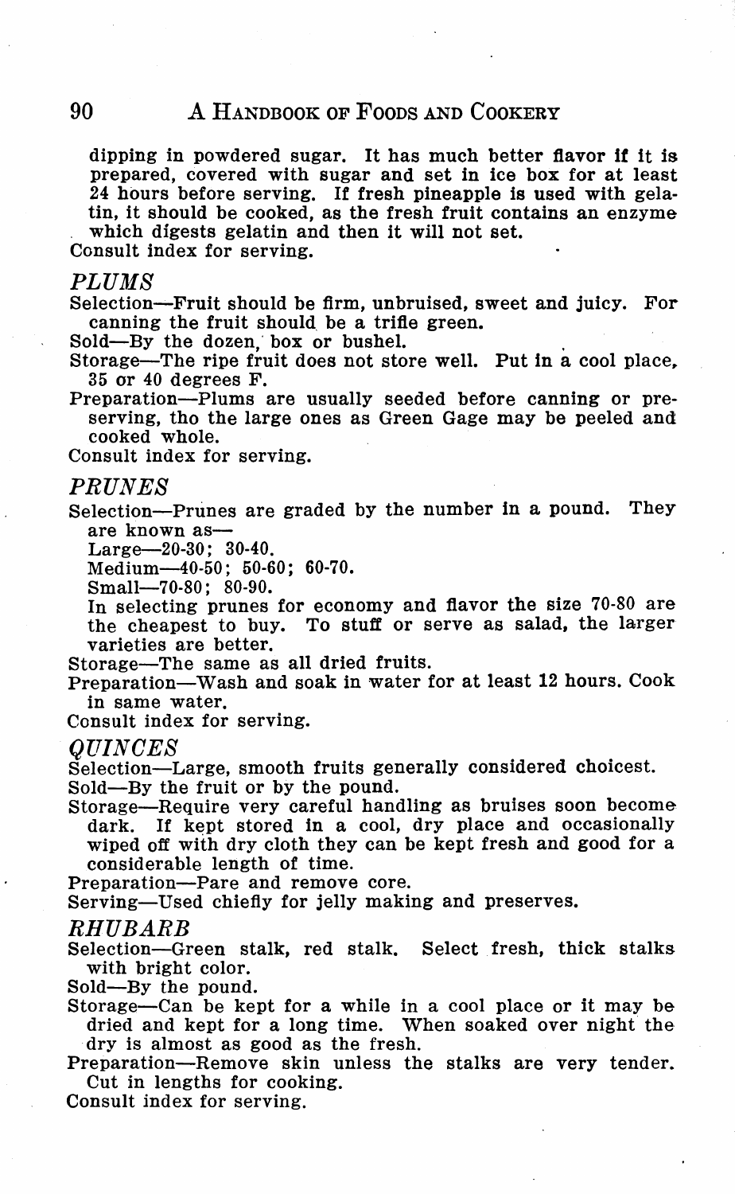dipping in powdered sugar. It has much better flavor if it is prepared, covered with sugar and set in ice box for at least 24 hours before serving. If fresh pineapple is used with gelatin, it should be cooked, as the fresh fruit contains an enzyme which digests gelatin and then it will not set.

Consult index for serving.

### *PLUMS*

Selection—Fruit should be firm, unbruised, sweet and juicy. For canning the fruit should be a trifle green.

Sold—By the dozen, box or bushel.

Storage—The ripe fruit does not store well. Put in a cool place, 35 or 40 degrees F.

Preparation—Plums are usually seeded before canning or preserving, tho the large ones as Green Gage may be peeled and cooked whole.

Consult index for serving.

### *PRUNES*

Selection—Prunes are graded by the number in a pound. They are known as—

Large—20-30; 30-40.

Medium—40-50; 50-60; 60-70.

Small—70-80; 80-90.

In selecting prunes for economy and flavor the size 70-80 are the cheapest to buy. To stuff or serve as salad, the larger varieties are better.

Storage—The same as all dried fruits.

Preparation—Wash and soak in water for at least 12 hours. Cook in same water.

Consult index for serving.

### *QUINCES*

Selection—Large, smooth fruits generally considered choicest.

Sold—By the fruit or by the pound.

Storage—Require very careful handling as bruises soon become dark. If kept stored in a cool, dry place and occasionally wiped off with dry cloth they can be kept fresh and good for a considerable length of time.

Preparation—Pare and remove core.

Serving—Used chiefly for jelly making and preserves.

### *RHUBARB*

Selection—Green stalk, red stalk. Select fresh, thick stalks with bright color.

Sold—By the pound.

Storage—Can be kept for a while in a cool place or it may be dried and kept for a long time. When soaked over night the dry is almost as good as the fresh.

Preparation—Remove skin unless the stalks are very tender. Cut in lengths for cooking.

Consult index for serving.